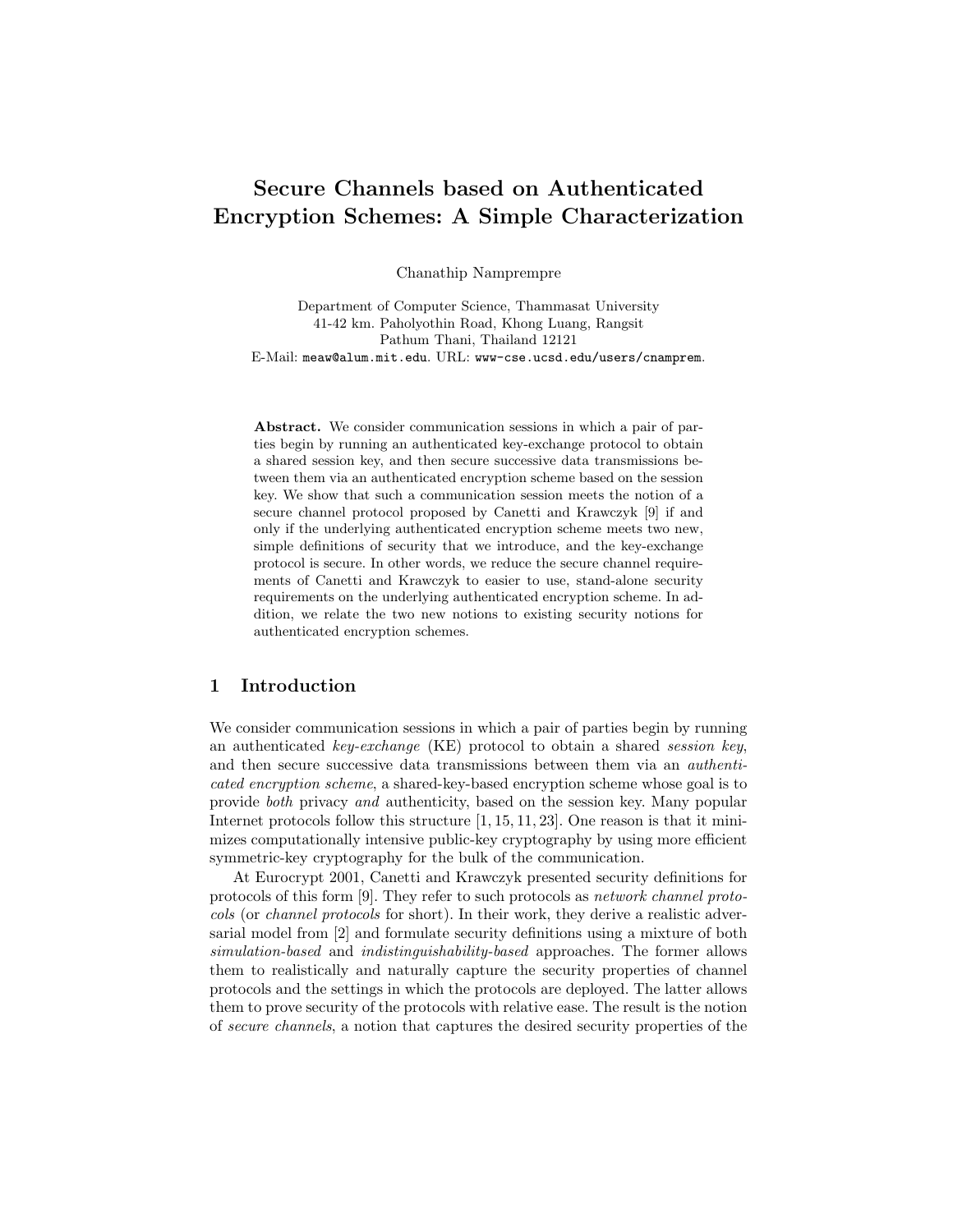# Secure Channels based on Authenticated Encryption Schemes: A Simple Characterization

Chanathip Namprempre

Department of Computer Science, Thammasat University
41-42 km. Paholyothin Road, Khong Luang, Rangsit
Pathum Thani, Thailand 12121
E-Mail: meaw@alum.mit.edu. URL: www-cse.ucsd.edu/users/cnamprem.

**Abstract.** We consider communication sessions in which a pair of parties begin by running an authenticated key-exchange protocol to obtain a shared session key, and then secure successive data transmissions between them via an authenticated encryption scheme based on the session key. We show that such a communication session meets the notion of a secure channel protocol proposed by Canetti and Krawczyk [9] if and only if the underlying authenticated encryption scheme meets two new, simple definitions of security that we introduce, and the key-exchange protocol is secure. In other words, we reduce the secure channel requirements of Canetti and Krawczyk to easier to use, stand-alone security requirements on the underlying authenticated encryption scheme. In addition, we relate the two new notions to existing security notions for authenticated encryption schemes.

## 1 Introduction

We consider communication sessions in which a pair of parties begin by running an authenticated *key-exchange* (KE) protocol to obtain a shared *session key*, and then secure successive data transmissions between them via an *authenticated encryption scheme*, a shared-key-based encryption scheme whose goal is to provide *both* privacy *and* authenticity, based on the session key. Many popular Internet protocols follow this structure [1, 15, 11, 23]. One reason is that it minimizes computationally intensive public-key cryptography by using more efficient symmetric-key cryptography for the bulk of the communication.

At Eurocrypt 2001, Canetti and Krawczyk presented security definitions for protocols of this form [9]. They refer to such protocols as *network channel protocols* (or *channel protocols* for short). In their work, they derive a realistic adversarial model from [2] and formulate security definitions using a mixture of both *simulation-based* and *indistinguishability-based* approaches. The former allows them to realistically and naturally capture the security properties of channel protocols and the settings in which the protocols are deployed. The latter allows them to prove security of the protocols with relative ease. The result is the notion of *secure channels*, a notion that captures the desired security properties of the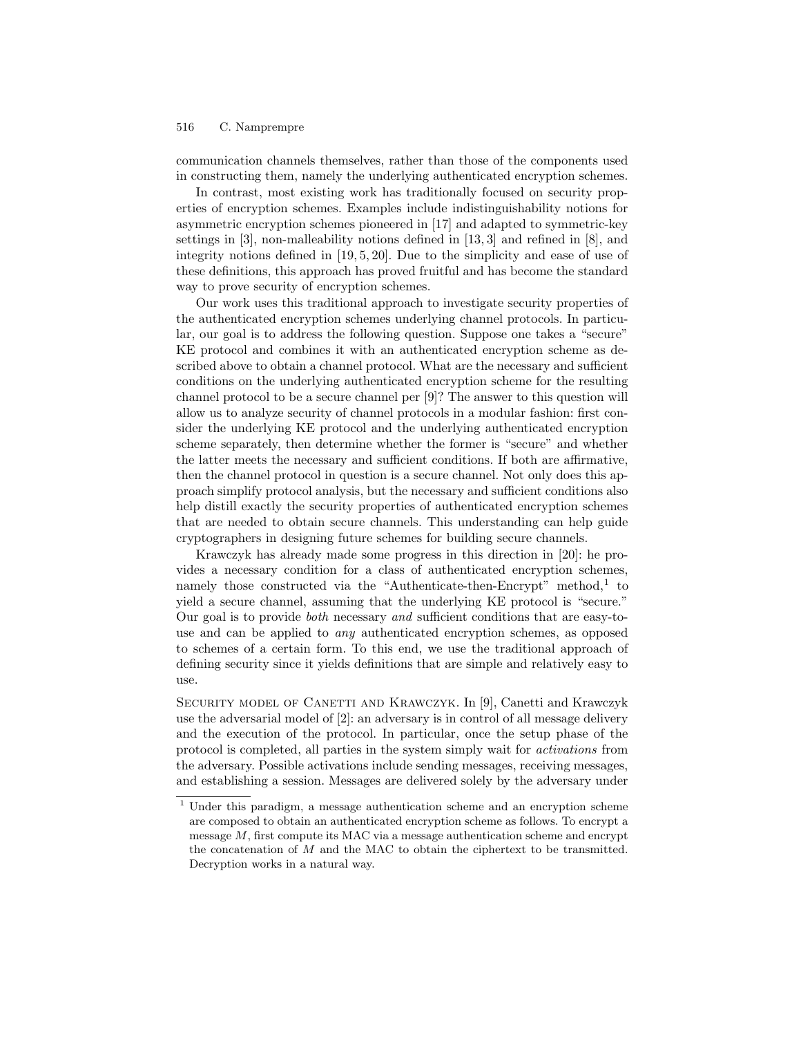communication channels themselves, rather than those of the components used in constructing them, namely the underlying authenticated encryption schemes.

In contrast, most existing work has traditionally focused on security properties of encryption schemes. Examples include indistinguishability notions for asymmetric encryption schemes pioneered in [17] and adapted to symmetric-key settings in [3], non-malleability notions defined in [13, 3] and refined in [8], and integrity notions defined in [19, 5, 20]. Due to the simplicity and ease of use of these definitions, this approach has proved fruitful and has become the standard way to prove security of encryption schemes.

Our work uses this traditional approach to investigate security properties of the authenticated encryption schemes underlying channel protocols. In particular, our goal is to address the following question. Suppose one takes a "secure" KE protocol and combines it with an authenticated encryption scheme as described above to obtain a channel protocol. What are the necessary and sufficient conditions on the underlying authenticated encryption scheme for the resulting channel protocol to be a secure channel per [9]? The answer to this question will allow us to analyze security of channel protocols in a modular fashion: first consider the underlying KE protocol and the underlying authenticated encryption scheme separately, then determine whether the former is "secure" and whether the latter meets the necessary and sufficient conditions. If both are affirmative, then the channel protocol in question is a secure channel. Not only does this approach simplify protocol analysis, but the necessary and sufficient conditions also help distill exactly the security properties of authenticated encryption schemes that are needed to obtain secure channels. This understanding can help guide cryptographers in designing future schemes for building secure channels.

Krawczyk has already made some progress in this direction in [20]: he provides a necessary condition for a class of authenticated encryption schemes, namely those constructed via the "Authenticate-then-Encrypt" method,[1] to yield a secure channel, assuming that the underlying KE protocol is "secure." Our goal is to provide *both* necessary *and* sufficient conditions that are easy-to-use and can be applied to *any* authenticated encryption schemes, as opposed to schemes of a certain form. To this end, we use the traditional approach of defining security since it yields definitions that are simple and relatively easy to use.

**Security model of Canetti and Krawczyk.** In [9], Canetti and Krawczyk use the adversarial model of [2]: an adversary is in control of all message delivery and the execution of the protocol. In particular, once the setup phase of the protocol is completed, all parties in the system simply wait for *activations* from the adversary. Possible activations include sending messages, receiving messages, and establishing a session. Messages are delivered solely by the adversary under

[1] Under this paradigm, a message authentication scheme and an encryption scheme are composed to obtain an authenticated encryption scheme as follows. To encrypt a message $M$, first compute its MAC via a message authentication scheme and encrypt the concatenation of $M$ and the MAC to obtain the ciphertext to be transmitted. Decryption works in a natural way.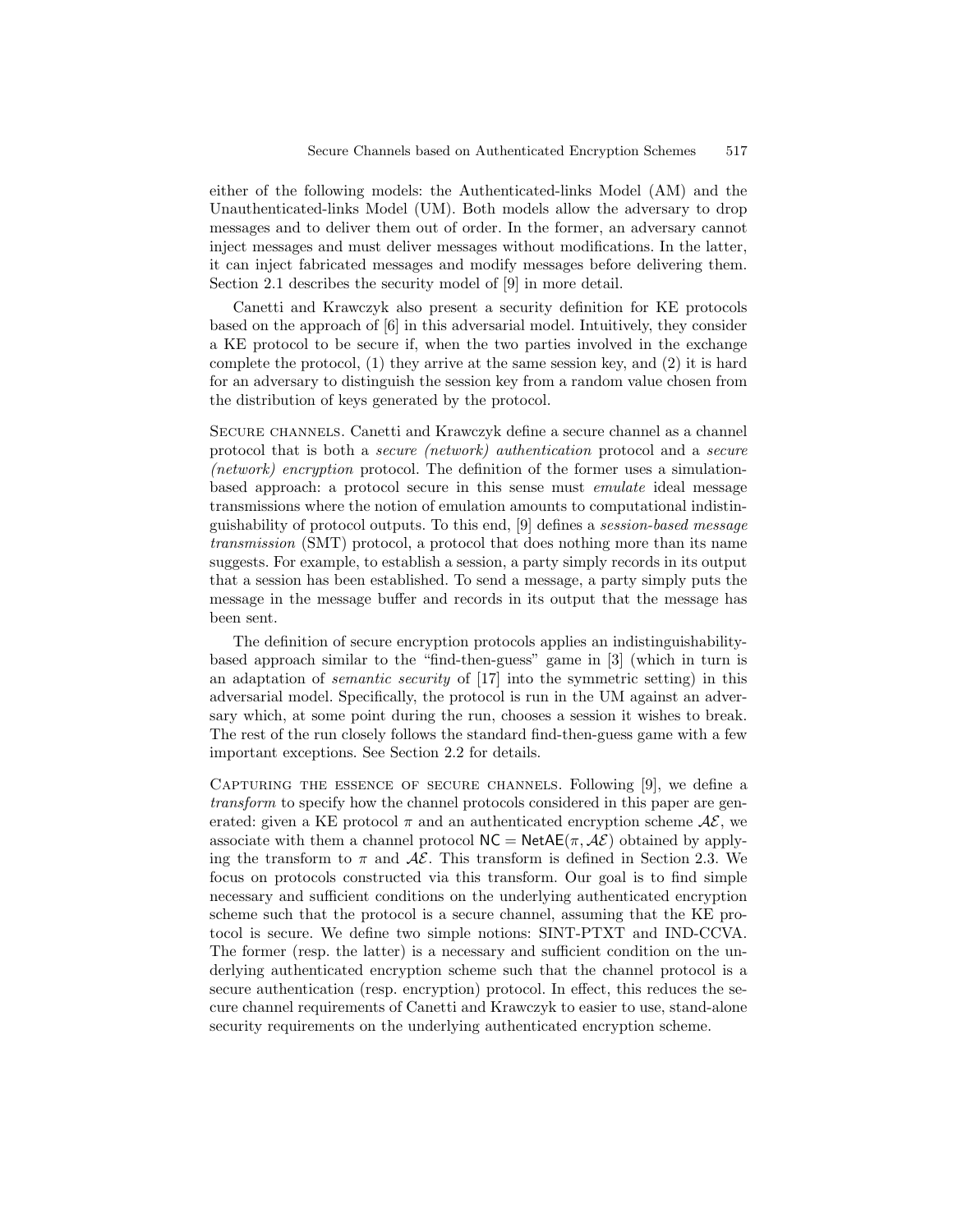either of the following models: the Authenticated-links Model (AM) and the Unauthenticated-links Model (UM). Both models allow the adversary to drop messages and to deliver them out of order. In the former, an adversary cannot inject messages and must deliver messages without modifications. In the latter, it can inject fabricated messages and modify messages before delivering them. Section 2.1 describes the security model of [9] in more detail.

Canetti and Krawczyk also present a security definition for KE protocols based on the approach of [6] in this adversarial model. Intuitively, they consider a KE protocol to be secure if, when the two parties involved in the exchange complete the protocol, (1) they arrive at the same session key, and (2) it is hard for an adversary to distinguish the session key from a random value chosen from the distribution of keys generated by the protocol.

Secure channels. Canetti and Krawczyk define a secure channel as a channel protocol that is both a *secure (network) authentication* protocol and a *secure (network) encryption* protocol. The definition of the former uses a simulation-based approach: a protocol secure in this sense must *emulate* ideal message transmissions where the notion of emulation amounts to computational indistinguishability of protocol outputs. To this end, [9] defines a *session-based message transmission* (SMT) protocol, a protocol that does nothing more than its name suggests. For example, to establish a session, a party simply records in its output that a session has been established. To send a message, a party simply puts the message in the message buffer and records in its output that the message has been sent.

The definition of secure encryption protocols applies an indistinguishability-based approach similar to the "find-then-guess" game in [3] (which in turn is an adaptation of *semantic security* of [17] into the symmetric setting) in this adversarial model. Specifically, the protocol is run in the UM against an adversary which, at some point during the run, chooses a session it wishes to break. The rest of the run closely follows the standard find-then-guess game with a few important exceptions. See Section 2.2 for details.

Capturing the essence of secure channels. Following [9], we define a *transform* to specify how the channel protocols considered in this paper are generated: given a KE protocol $\pi$ and an authenticated encryption scheme $\mathcal{AE}$, we associate with them a channel protocol $\mathsf{NC} = \mathsf{NetAE}(\pi, \mathcal{AE})$ obtained by applying the transform to $\pi$ and $\mathcal{AE}$. This transform is defined in Section 2.3. We focus on protocols constructed via this transform. Our goal is to find simple necessary and sufficient conditions on the underlying authenticated encryption scheme such that the protocol is a secure channel, assuming that the KE protocol is secure. We define two simple notions: SINT-PTXT and IND-CCVA. The former (resp. the latter) is a necessary and sufficient condition on the underlying authenticated encryption scheme such that the channel protocol is a secure authentication (resp. encryption) protocol. In effect, this reduces the secure channel requirements of Canetti and Krawczyk to easier to use, stand-alone security requirements on the underlying authenticated encryption scheme.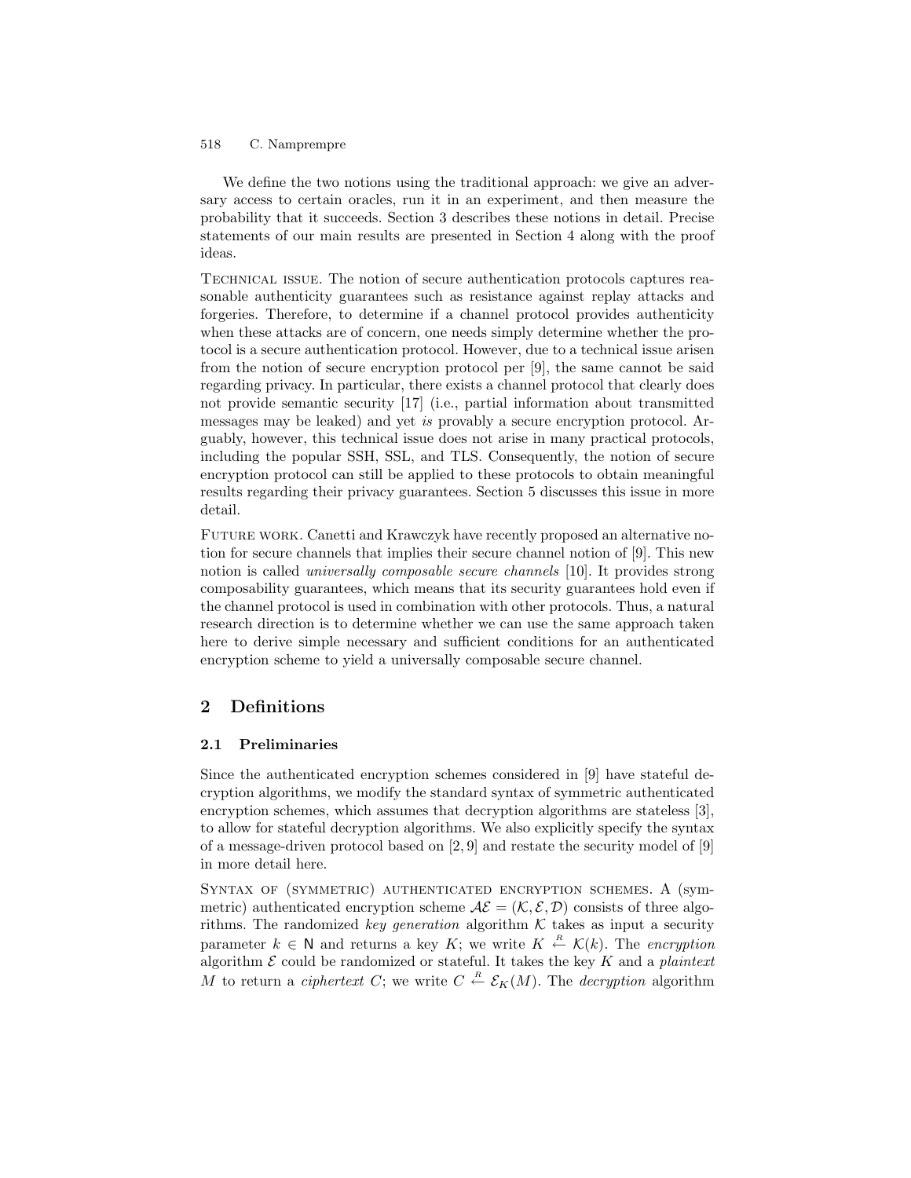We define the two notions using the traditional approach: we give an adversary access to certain oracles, run it in an experiment, and then measure the probability that it succeeds. Section 3 describes these notions in detail. Precise statements of our main results are presented in Section 4 along with the proof ideas.

Technical issue. The notion of secure authentication protocols captures reasonable authenticity guarantees such as resistance against replay attacks and forgeries. Therefore, to determine if a channel protocol provides authenticity when these attacks are of concern, one needs simply determine whether the protocol is a secure authentication protocol. However, due to a technical issue arisen from the notion of secure encryption protocol per [9], the same cannot be said regarding privacy. In particular, there exists a channel protocol that clearly does not provide semantic security [17] (i.e., partial information about transmitted messages may be leaked) and yet *is* provably a secure encryption protocol. Arguably, however, this technical issue does not arise in many practical protocols, including the popular SSH, SSL, and TLS. Consequently, the notion of secure encryption protocol can still be applied to these protocols to obtain meaningful results regarding their privacy guarantees. Section 5 discusses this issue in more detail.

Future work. Canetti and Krawczyk have recently proposed an alternative notion for secure channels that implies their secure channel notion of [9]. This new notion is called *universally composable secure channels* [10]. It provides strong composability guarantees, which means that its security guarantees hold even if the channel protocol is used in combination with other protocols. Thus, a natural research direction is to determine whether we can use the same approach taken here to derive simple necessary and sufficient conditions for an authenticated encryption scheme to yield a universally composable secure channel.

## 2 Definitions

### 2.1 Preliminaries

Since the authenticated encryption schemes considered in [9] have stateful decryption algorithms, we modify the standard syntax of symmetric authenticated encryption schemes, which assumes that decryption algorithms are stateless [3], to allow for stateful decryption algorithms. We also explicitly specify the syntax of a message-driven protocol based on [2, 9] and restate the security model of [9] in more detail here.

Syntax of (symmetric) authenticated encryption schemes. A (symmetric) authenticated encryption scheme $\mathcal{AE} = (\mathcal{K}, \mathcal{E}, \mathcal{D})$ consists of three algorithms. The randomized *key generation* algorithm $\mathcal{K}$ takes as input a security parameter $k \in \mathsf{N}$ and returns a key $K$; we write $K \stackrel{R}{\leftarrow} \mathcal{K}(k)$. The *encryption* algorithm $\mathcal{E}$ could be randomized or stateful. It takes the key $K$ and a *plaintext* $M$ to return a *ciphertext* $C$; we write $C \stackrel{R}{\leftarrow} \mathcal{E}_K(M)$. The *decryption* algorithm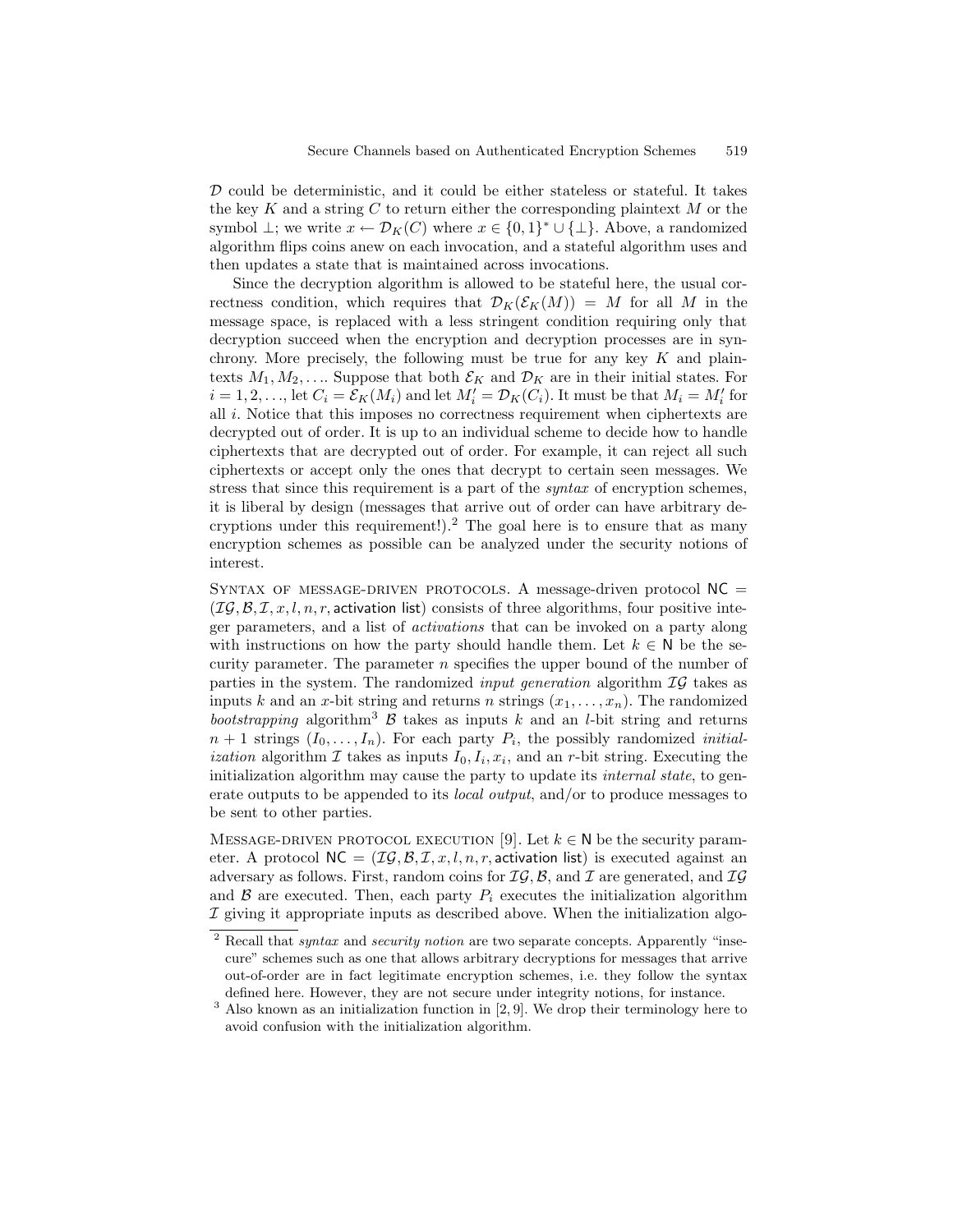$\mathcal{D}$ could be deterministic, and it could be either stateless or stateful. It takes the key $K$ and a string $C$ to return either the corresponding plaintext $M$ or the symbol $\perp$; we write $x \leftarrow \mathcal{D}_K(C)$ where $x \in \{0,1\}^* \cup \{\perp\}$. Above, a randomized algorithm flips coins anew on each invocation, and a stateful algorithm uses and then updates a state that is maintained across invocations.

Since the decryption algorithm is allowed to be stateful here, the usual correctness condition, which requires that $\mathcal{D}_K(\mathcal{E}_K(M)) = M$ for all $M$ in the message space, is replaced with a less stringent condition requiring only that decryption succeed when the encryption and decryption processes are in synchrony. More precisely, the following must be true for any key $K$ and plaintexts $M_1, M_2, \ldots$. Suppose that both $\mathcal{E}_K$ and $\mathcal{D}_K$ are in their initial states. For $i = 1, 2, \ldots$, let $C_i = \mathcal{E}_K(M_i)$ and let $M'_i = \mathcal{D}_K(C_i)$. It must be that $M_i = M'_i$ for all $i$. Notice that this imposes no correctness requirement when ciphertexts are decrypted out of order. It is up to an individual scheme to decide how to handle ciphertexts that are decrypted out of order. For example, it can reject all such ciphertexts or accept only the ones that decrypt to certain seen messages. We stress that since this requirement is a part of the *syntax* of encryption schemes, it is liberal by design (messages that arrive out of order can have arbitrary decryptions under this requirement!).[2] The goal here is to ensure that as many encryption schemes as possible can be analyzed under the security notions of interest.

Syntax of message-driven protocols. A message-driven protocol $\mathsf{NC} = (\mathcal{IG}, \mathcal{B}, \mathcal{I}, x, l, n, r, \mathsf{activation\ list})$ consists of three algorithms, four positive integer parameters, and a list of *activations* that can be invoked on a party along with instructions on how the party should handle them. Let $k \in \mathsf{N}$ be the security parameter. The parameter $n$ specifies the upper bound of the number of parties in the system. The randomized *input generation* algorithm $\mathcal{IG}$ takes as inputs $k$ and an $x$-bit string and returns $n$ strings $(x_1, \ldots, x_n)$. The randomized *bootstrapping* algorithm[3] $\mathcal{B}$ takes as inputs $k$ and an $l$-bit string and returns $n+1$ strings $(I_0, \ldots, I_n)$. For each party $P_i$, the possibly randomized *initialization* algorithm $\mathcal{I}$ takes as inputs $I_0, I_i, x_i$, and an $r$-bit string. Executing the initialization algorithm may cause the party to update its *internal state*, to generate outputs to be appended to its *local output*, and/or to produce messages to be sent to other parties.

Message-driven protocol execution [9]. Let $k \in \mathsf{N}$ be the security parameter. A protocol $\mathsf{NC} = (\mathcal{IG}, \mathcal{B}, \mathcal{I}, x, l, n, r, \mathsf{activation\ list})$ is executed against an adversary as follows. First, random coins for $\mathcal{IG}, \mathcal{B}$, and $\mathcal{I}$ are generated, and $\mathcal{IG}$ and $\mathcal{B}$ are executed. Then, each party $P_i$ executes the initialization algorithm $\mathcal{I}$ giving it appropriate inputs as described above. When the initialization algo-

---

[2] Recall that *syntax* and *security notion* are two separate concepts. Apparently "insecure" schemes such as one that allows arbitrary decryptions for messages that arrive out-of-order are in fact legitimate encryption schemes, i.e. they follow the syntax defined here. However, they are not secure under integrity notions, for instance.

[3] Also known as an initialization function in [2, 9]. We drop their terminology here to avoid confusion with the initialization algorithm.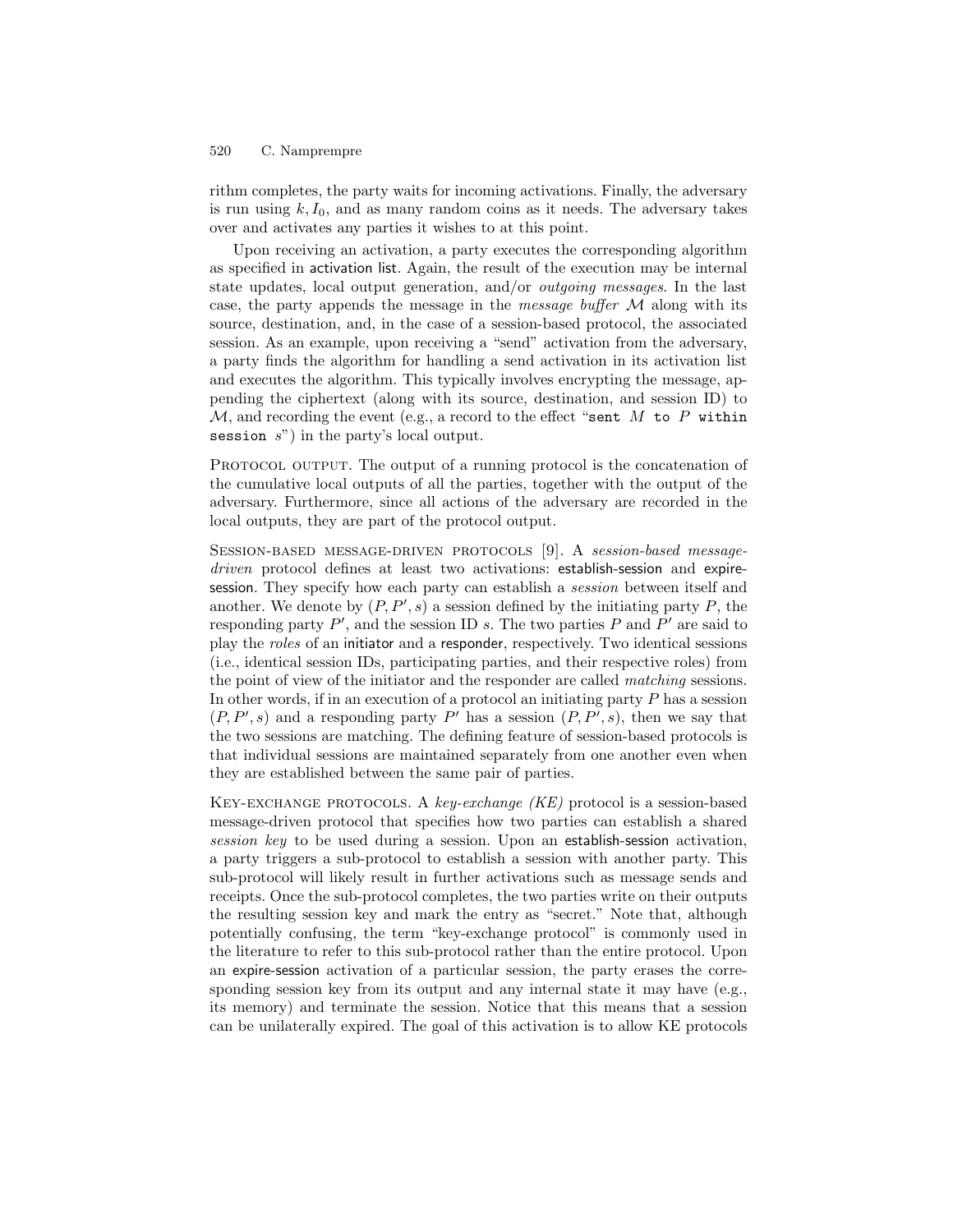rithm completes, the party waits for incoming activations. Finally, the adversary is run using $k, I_0$, and as many random coins as it needs. The adversary takes over and activates any parties it wishes to at this point.

Upon receiving an activation, a party executes the corresponding algorithm as specified in activation list. Again, the result of the execution may be internal state updates, local output generation, and/or *outgoing messages*. In the last case, the party appends the message in the *message buffer* $\mathcal{M}$ along with its source, destination, and, in the case of a session-based protocol, the associated session. As an example, upon receiving a "send" activation from the adversary, a party finds the algorithm for handling a send activation in its activation list and executes the algorithm. This typically involves encrypting the message, appending the ciphertext (along with its source, destination, and session ID) to $\mathcal{M}$, and recording the event (e.g., a record to the effect "`sent` $M$ `to` $P$ `within session` $s$") in the party's local output.

Protocol output. The output of a running protocol is the concatenation of the cumulative local outputs of all the parties, together with the output of the adversary. Furthermore, since all actions of the adversary are recorded in the local outputs, they are part of the protocol output.

Session-based message-driven protocols [9]. A *session-based message-driven* protocol defines at least two activations: establish-session and expire-session. They specify how each party can establish a *session* between itself and another. We denote by $(P, P', s)$ a session defined by the initiating party $P$, the responding party $P'$, and the session ID $s$. The two parties $P$ and $P'$ are said to play the *roles* of an initiator and a responder, respectively. Two identical sessions (i.e., identical session IDs, participating parties, and their respective roles) from the point of view of the initiator and the responder are called *matching* sessions. In other words, if in an execution of a protocol an initiating party $P$ has a session $(P, P', s)$ and a responding party $P'$ has a session $(P, P', s)$, then we say that the two sessions are matching. The defining feature of session-based protocols is that individual sessions are maintained separately from one another even when they are established between the same pair of parties.

Key-exchange protocols. A *key-exchange (KE)* protocol is a session-based message-driven protocol that specifies how two parties can establish a shared *session key* to be used during a session. Upon an establish-session activation, a party triggers a sub-protocol to establish a session with another party. This sub-protocol will likely result in further activations such as message sends and receipts. Once the sub-protocol completes, the two parties write on their outputs the resulting session key and mark the entry as "secret." Note that, although potentially confusing, the term "key-exchange protocol" is commonly used in the literature to refer to this sub-protocol rather than the entire protocol. Upon an expire-session activation of a particular session, the party erases the corresponding session key from its output and any internal state it may have (e.g., its memory) and terminate the session. Notice that this means that a session can be unilaterally expired. The goal of this activation is to allow KE protocols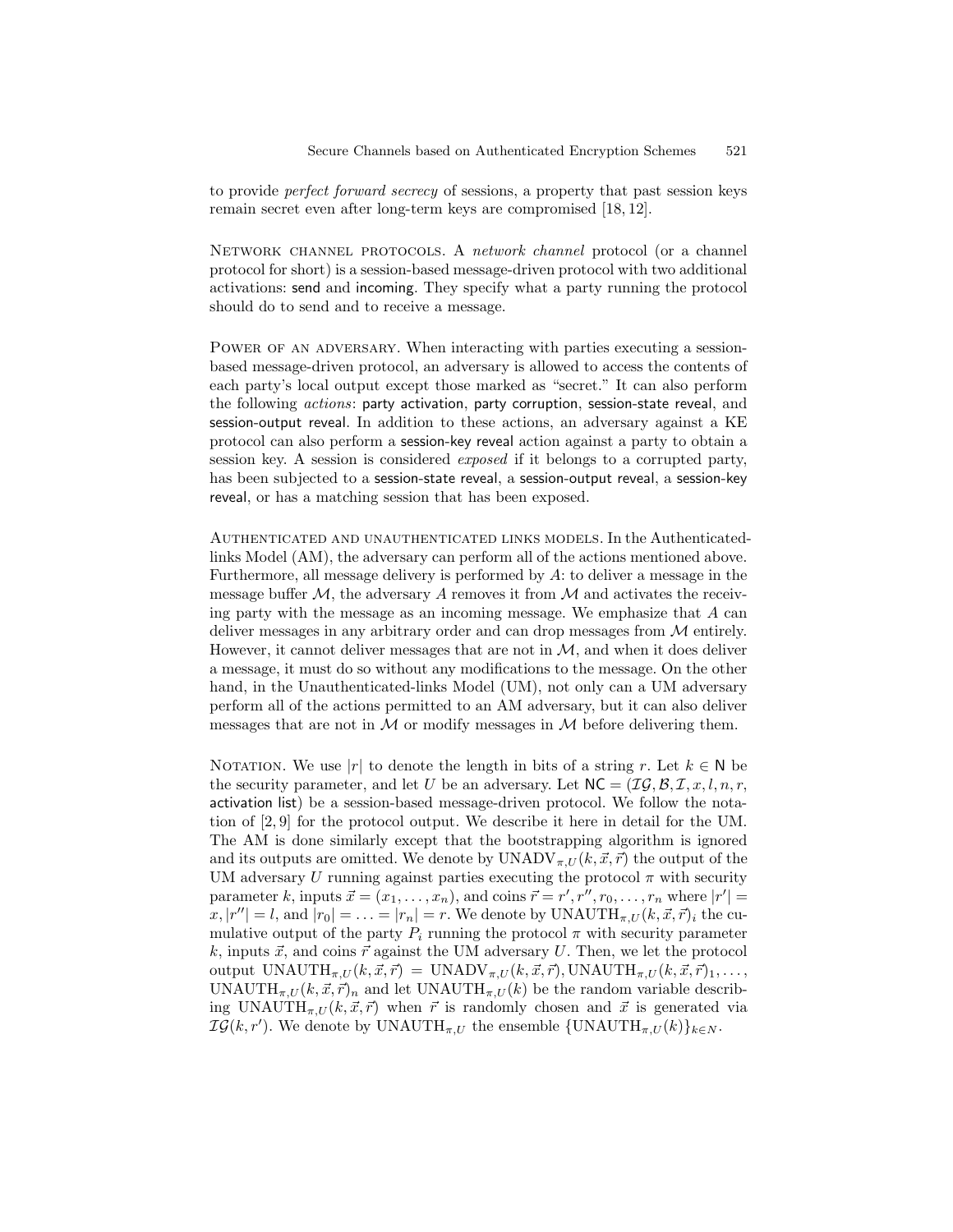to provide *perfect forward secrecy* of sessions, a property that past session keys remain secret even after long-term keys are compromised [18, 12].

Network channel protocols. A *network channel* protocol (or a channel protocol for short) is a session-based message-driven protocol with two additional activations: send and incoming. They specify what a party running the protocol should do to send and to receive a message.

Power of an adversary. When interacting with parties executing a session-based message-driven protocol, an adversary is allowed to access the contents of each party's local output except those marked as "secret." It can also perform the following *actions*: party activation, party corruption, session-state reveal, and session-output reveal. In addition to these actions, an adversary against a KE protocol can also perform a session-key reveal action against a party to obtain a session key. A session is considered *exposed* if it belongs to a corrupted party, has been subjected to a session-state reveal, a session-output reveal, a session-key reveal, or has a matching session that has been exposed.

Authenticated and unauthenticated links models. In the Authenticated-links Model (AM), the adversary can perform all of the actions mentioned above. Furthermore, all message delivery is performed by $A$: to deliver a message in the message buffer $\mathcal{M}$, the adversary $A$ removes it from $\mathcal{M}$ and activates the receiving party with the message as an incoming message. We emphasize that $A$ can deliver messages in any arbitrary order and can drop messages from $\mathcal{M}$ entirely. However, it cannot deliver messages that are not in $\mathcal{M}$, and when it does deliver a message, it must do so without any modifications to the message. On the other hand, in the Unauthenticated-links Model (UM), not only can a UM adversary perform all of the actions permitted to an AM adversary, but it can also deliver messages that are not in $\mathcal{M}$ or modify messages in $\mathcal{M}$ before delivering them.

Notation. We use $|r|$ to denote the length in bits of a string $r$. Let $k \in \mathsf{N}$ be the security parameter, and let $U$ be an adversary. Let $\mathsf{NC} = (\mathcal{IG}, \mathcal{B}, \mathcal{I}, x, l, n, r,$ activation list$)$ be a session-based message-driven protocol. We follow the notation of [2, 9] for the protocol output. We describe it here in detail for the UM. The AM is done similarly except that the bootstrapping algorithm is ignored and its outputs are omitted. We denote by $\mathrm{UNADV}_{\pi,U}(k, \vec{x}, \vec{r})$ the output of the UM adversary $U$ running against parties executing the protocol $\pi$ with security parameter $k$, inputs $\vec{x} = (x_1, \ldots, x_n)$, and coins $\vec{r} = r', r'', r_0, \ldots, r_n$ where $|r'| = x, |r''| = l$, and $|r_0| = \ldots = |r_n| = r$. We denote by $\mathrm{UNAUTH}_{\pi,U}(k, \vec{x}, \vec{r})_i$ the cumulative output of the party $P_i$ running the protocol $\pi$ with security parameter $k$, inputs $\vec{x}$, and coins $\vec{r}$ against the UM adversary $U$. Then, we let the protocol output $\mathrm{UNAUTH}_{\pi,U}(k, \vec{x}, \vec{r}) = \mathrm{UNADV}_{\pi,U}(k, \vec{x}, \vec{r}), \mathrm{UNAUTH}_{\pi,U}(k, \vec{x}, \vec{r})_1, \ldots,$ $\mathrm{UNAUTH}_{\pi,U}(k, \vec{x}, \vec{r})_n$ and let $\mathrm{UNAUTH}_{\pi,U}(k)$ be the random variable describing $\mathrm{UNAUTH}_{\pi,U}(k, \vec{x}, \vec{r})$ when $\vec{r}$ is randomly chosen and $\vec{x}$ is generated via $\mathcal{IG}(k, r')$. We denote by $\mathrm{UNAUTH}_{\pi,U}$ the ensemble $\{\mathrm{UNAUTH}_{\pi,U}(k)\}_{k \in N}$.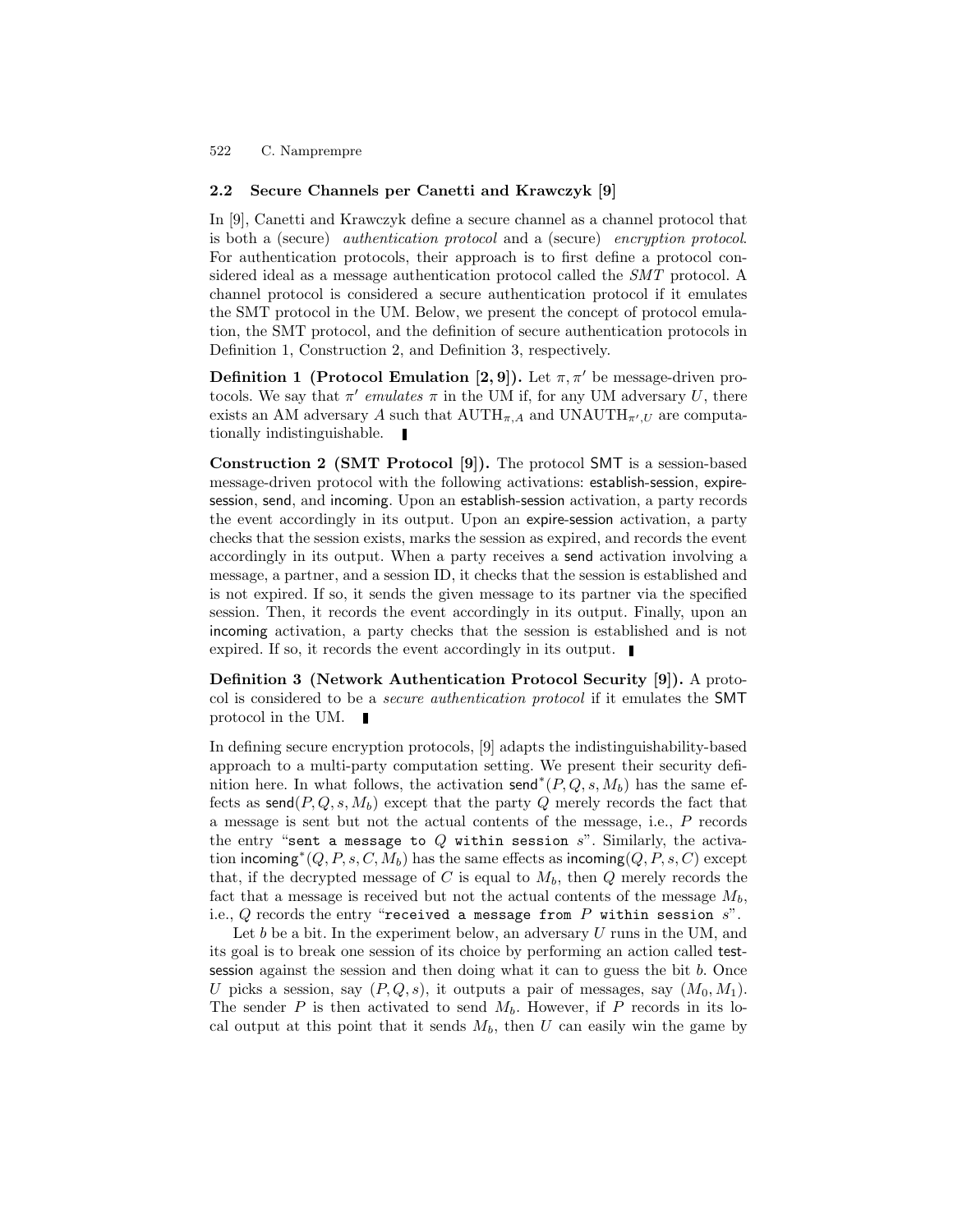### 2.2 Secure Channels per Canetti and Krawczyk [9]

In [9], Canetti and Krawczyk define a secure channel as a channel protocol that is both a (secure) *authentication protocol* and a (secure) *encryption protocol*. For authentication protocols, their approach is to first define a protocol considered ideal as a message authentication protocol called the *SMT* protocol. A channel protocol is considered a secure authentication protocol if it emulates the SMT protocol in the UM. Below, we present the concept of protocol emulation, the SMT protocol, and the definition of secure authentication protocols in Definition 1, Construction 2, and Definition 3, respectively.

**Definition 1 (Protocol Emulation [2, 9]).** Let $\pi, \pi'$ be message-driven protocols. We say that $\pi'$ *emulates* $\pi$ in the UM if, for any UM adversary $U$, there exists an AM adversary $A$ such that $\mathrm{AUTH}_{\pi,A}$ and $\mathrm{UNAUTH}_{\pi',U}$ are computationally indistinguishable. ∎

**Construction 2 (SMT Protocol [9]).** The protocol SMT is a session-based message-driven protocol with the following activations: establish-session, expire-session, send, and incoming. Upon an establish-session activation, a party records the event accordingly in its output. Upon an expire-session activation, a party checks that the session exists, marks the session as expired, and records the event accordingly in its output. When a party receives a send activation involving a message, a partner, and a session ID, it checks that the session is established and is not expired. If so, it sends the given message to its partner via the specified session. Then, it records the event accordingly in its output. Finally, upon an incoming activation, a party checks that the session is established and is not expired. If so, it records the event accordingly in its output. ∎

**Definition 3 (Network Authentication Protocol Security [9]).** A protocol is considered to be a *secure authentication protocol* if it emulates the SMT protocol in the UM. ∎

In defining secure encryption protocols, [9] adapts the indistinguishability-based approach to a multi-party computation setting. We present their security definition here. In what follows, the activation $\mathsf{send}^*(P, Q, s, M_b)$ has the same effects as $\mathsf{send}(P, Q, s, M_b)$ except that the party $Q$ merely records the fact that a message is sent but not the actual contents of the message, i.e., $P$ records the entry "`sent a message to` $Q$ `within session` $s$". Similarly, the activation $\mathsf{incoming}^*(Q, P, s, C, M_b)$ has the same effects as $\mathsf{incoming}(Q, P, s, C)$ except that, if the decrypted message of $C$ is equal to $M_b$, then $Q$ merely records the fact that a message is received but not the actual contents of the message $M_b$, i.e., $Q$ records the entry "`received a message from` $P$ `within session` $s$".

Let $b$ be a bit. In the experiment below, an adversary $U$ runs in the UM, and its goal is to break one session of its choice by performing an action called test-session against the session and then doing what it can to guess the bit $b$. Once $U$ picks a session, say $(P, Q, s)$, it outputs a pair of messages, say $(M_0, M_1)$. The sender $P$ is then activated to send $M_b$. However, if $P$ records in its local output at this point that it sends $M_b$, then $U$ can easily win the game by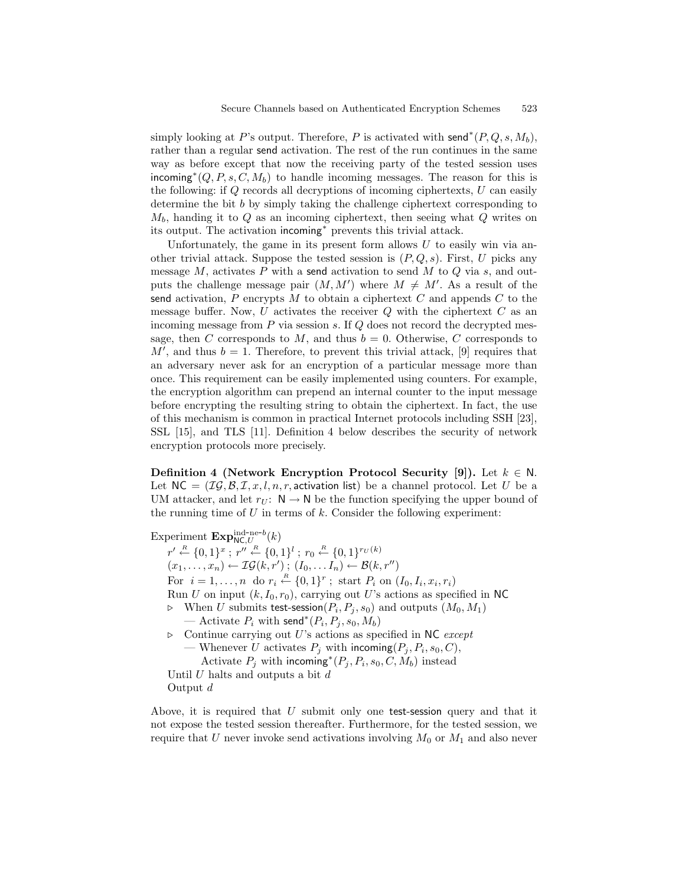simply looking at $P$'s output. Therefore, $P$ is activated with $\mathsf{send}^*(P, Q, s, M_b)$, rather than a regular $\mathsf{send}$ activation. The rest of the run continues in the same way as before except that now the receiving party of the tested session uses $\mathsf{incoming}^*(Q, P, s, C, M_b)$ to handle incoming messages. The reason for this is the following: if $Q$ records all decryptions of incoming ciphertexts, $U$ can easily determine the bit $b$ by simply taking the challenge ciphertext corresponding to $M_b$, handing it to $Q$ as an incoming ciphertext, then seeing what $Q$ writes on its output. The activation $\mathsf{incoming}^*$ prevents this trivial attack.

Unfortunately, the game in its present form allows $U$ to easily win via another trivial attack. Suppose the tested session is $(P, Q, s)$. First, $U$ picks any message $M$, activates $P$ with a $\mathsf{send}$ activation to send $M$ to $Q$ via $s$, and outputs the challenge message pair $(M, M')$ where $M \neq M'$. As a result of the $\mathsf{send}$ activation, $P$ encrypts $M$ to obtain a ciphertext $C$ and appends $C$ to the message buffer. Now, $U$ activates the receiver $Q$ with the ciphertext $C$ as an incoming message from $P$ via session $s$. If $Q$ does not record the decrypted message, then $C$ corresponds to $M$, and thus $b = 0$. Otherwise, $C$ corresponds to $M'$, and thus $b = 1$. Therefore, to prevent this trivial attack, [9] requires that an adversary never ask for an encryption of a particular message more than once. This requirement can be easily implemented using counters. For example, the encryption algorithm can prepend an internal counter to the input message before encrypting the resulting string to obtain the ciphertext. In fact, the use of this mechanism is common in practical Internet protocols including SSH [23], SSL [15], and TLS [11]. Definition 4 below describes the security of network encryption protocols more precisely.

**Definition 4 (Network Encryption Protocol Security [9]).** Let $k \in \mathsf{N}$. Let $\mathsf{NC} = (\mathcal{IG}, \mathcal{B}, \mathcal{I}, x, l, n, r, \mathsf{activation\ list})$ be a channel protocol. Let $U$ be a UM attacker, and let $r_U \colon \mathsf{N} \to \mathsf{N}$ be the function specifying the upper bound of the running time of $U$ in terms of $k$. Consider the following experiment:

Experiment $\mathbf{Exp}^{\text{ind-ne-}b}_{\mathsf{NC},U}(k)$

$r' \stackrel{R}{\leftarrow} \{0,1\}^x$ ; $r'' \stackrel{R}{\leftarrow} \{0,1\}^l$ ; $r_0 \stackrel{R}{\leftarrow} \{0,1\}^{r_U(k)}$

$(x_1, \ldots, x_n) \leftarrow \mathcal{IG}(k, r')$ ; $(I_0, \ldots I_n) \leftarrow \mathcal{B}(k, r'')$

For $i = 1, \ldots, n$ do $r_i \stackrel{R}{\leftarrow} \{0,1\}^r$ ; start $P_i$ on $(I_0, I_i, x_i, r_i)$

Run $U$ on input $(k, I_0, r_0)$, carrying out $U$'s actions as specified in $\mathsf{NC}$

▷ When $U$ submits $\mathsf{test\text{-}session}(P_i, P_j, s_0)$ and outputs $(M_0, M_1)$
 — Activate $P_i$ with $\mathsf{send}^*(P_i, P_j, s_0, M_b)$

▷ Continue carrying out $U$'s actions as specified in $\mathsf{NC}$ *except*
 — Whenever $U$ activates $P_j$ with $\mathsf{incoming}(P_j, P_i, s_0, C)$,
  Activate $P_j$ with $\mathsf{incoming}^*(P_j, P_i, s_0, C, M_b)$ instead

Until $U$ halts and outputs a bit $d$

Output $d$

Above, it is required that $U$ submit only one $\mathsf{test\text{-}session}$ query and that it not expose the tested session thereafter. Furthermore, for the tested session, we require that $U$ never invoke send activations involving $M_0$ or $M_1$ and also never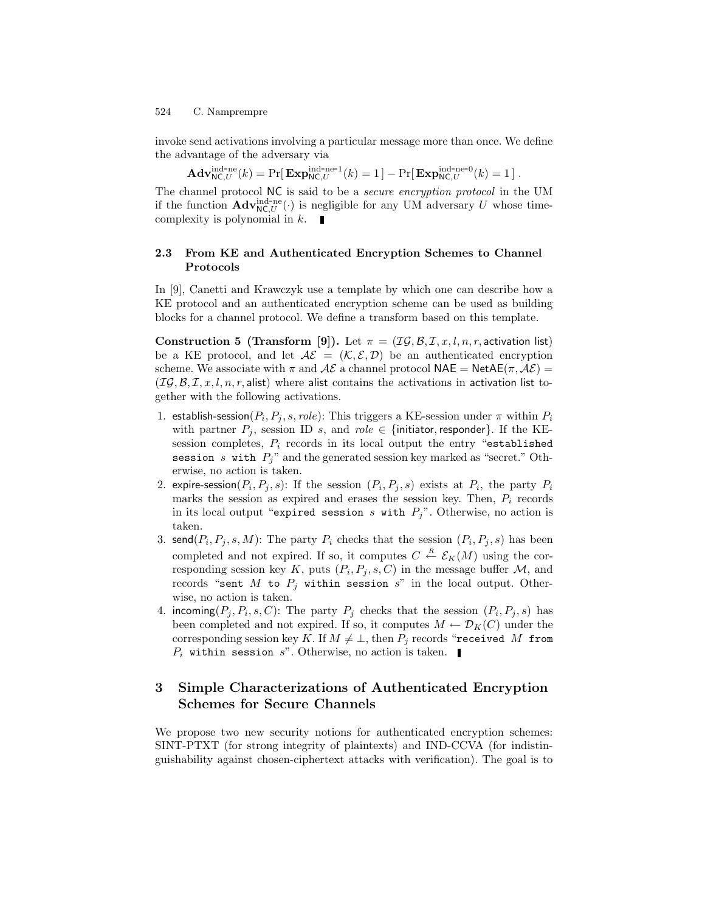invoke send activations involving a particular message more than once. We define the advantage of the adversary via

$$\mathbf{Adv}^{\text{ind-ne}}_{\mathsf{NC},U}(k) = \Pr[\,\mathbf{Exp}^{\text{ind-ne-1}}_{\mathsf{NC},U}(k) = 1\,] - \Pr[\,\mathbf{Exp}^{\text{ind-ne-0}}_{\mathsf{NC},U}(k) = 1\,]\,.$$

The channel protocol NC is said to be a *secure encryption protocol* in the UM if the function $\mathbf{Adv}^{\text{ind-ne}}_{\mathsf{NC},U}(\cdot)$ is negligible for any UM adversary $U$ whose time-complexity is polynomial in $k$. ∎

### 2.3 From KE and Authenticated Encryption Schemes to Channel Protocols

In [9], Canetti and Krawczyk use a template by which one can describe how a KE protocol and an authenticated encryption scheme can be used as building blocks for a channel protocol. We define a transform based on this template.

**Construction 5 (Transform [9]).** Let $\pi = (\mathcal{IG}, \mathcal{B}, \mathcal{I}, x, l, n, r, \mathsf{activation\ list})$ be a KE protocol, and let $\mathcal{AE} = (\mathcal{K}, \mathcal{E}, \mathcal{D})$ be an authenticated encryption scheme. We associate with $\pi$ and $\mathcal{AE}$ a channel protocol $\mathsf{NAE} = \mathsf{NetAE}(\pi, \mathcal{AE}) = (\mathcal{IG}, \mathcal{B}, \mathcal{I}, x, l, n, r, \mathsf{alist})$ where alist contains the activations in activation list together with the following activations.

1. $\mathsf{establish\text{-}session}(P_i, P_j, s, role)$: This triggers a KE-session under $\pi$ within $P_i$ with partner $P_j$, session ID $s$, and $role \in \{\mathsf{initiator}, \mathsf{responder}\}$. If the KE-session completes, $P_i$ records in its local output the entry "`established session` $s$ `with` $P_j$" and the generated session key marked as "secret." Otherwise, no action is taken.
2. $\mathsf{expire\text{-}session}(P_i, P_j, s)$: If the session $(P_i, P_j, s)$ exists at $P_i$, the party $P_i$ marks the session as expired and erases the session key. Then, $P_i$ records in its local output "`expired session` $s$ `with` $P_j$". Otherwise, no action is taken.
3. $\mathsf{send}(P_i, P_j, s, M)$: The party $P_i$ checks that the session $(P_i, P_j, s)$ has been completed and not expired. If so, it computes $C \stackrel{R}{\leftarrow} \mathcal{E}_K(M)$ using the corresponding session key $K$, puts $(P_i, P_j, s, C)$ in the message buffer $\mathcal{M}$, and records "`sent` $M$ `to` $P_j$ `within session` $s$" in the local output. Otherwise, no action is taken.
4. $\mathsf{incoming}(P_j, P_i, s, C)$: The party $P_j$ checks that the session $(P_i, P_j, s)$ has been completed and not expired. If so, it computes $M \leftarrow \mathcal{D}_K(C)$ under the corresponding session key $K$. If $M \neq \bot$, then $P_j$ records "`received` $M$ `from` $P_i$ `within session` $s$". Otherwise, no action is taken. ∎

## 3 Simple Characterizations of Authenticated Encryption Schemes for Secure Channels

We propose two new security notions for authenticated encryption schemes: SINT-PTXT (for strong integrity of plaintexts) and IND-CCVA (for indistinguishability against chosen-ciphertext attacks with verification). The goal is to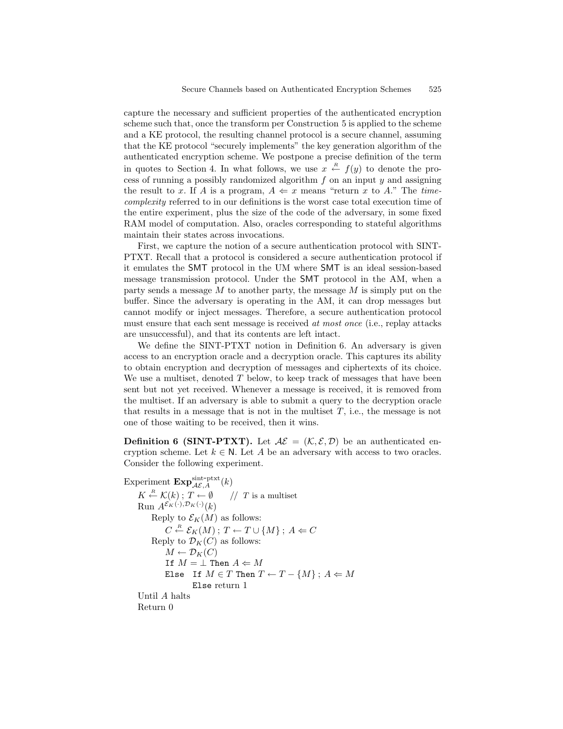capture the necessary and sufficient properties of the authenticated encryption scheme such that, once the transform per Construction 5 is applied to the scheme and a KE protocol, the resulting channel protocol is a secure channel, assuming that the KE protocol "securely implements" the key generation algorithm of the authenticated encryption scheme. We postpone a precise definition of the term in quotes to Section 4. In what follows, we use $x \stackrel{R}{\leftarrow} f(y)$ to denote the process of running a possibly randomized algorithm $f$ on an input $y$ and assigning the result to $x$. If $A$ is a program, $A \Leftarrow x$ means "return $x$ to $A$." The *time-complexity* referred to in our definitions is the worst case total execution time of the entire experiment, plus the size of the code of the adversary, in some fixed RAM model of computation. Also, oracles corresponding to stateful algorithms maintain their states across invocations.

First, we capture the notion of a secure authentication protocol with SINT-PTXT. Recall that a protocol is considered a secure authentication protocol if it emulates the SMT protocol in the UM where SMT is an ideal session-based message transmission protocol. Under the SMT protocol in the AM, when a party sends a message $M$ to another party, the message $M$ is simply put on the buffer. Since the adversary is operating in the AM, it can drop messages but cannot modify or inject messages. Therefore, a secure authentication protocol must ensure that each sent message is received *at most once* (i.e., replay attacks are unsuccessful), and that its contents are left intact.

We define the SINT-PTXT notion in Definition 6. An adversary is given access to an encryption oracle and a decryption oracle. This captures its ability to obtain encryption and decryption of messages and ciphertexts of its choice. We use a multiset, denoted $T$ below, to keep track of messages that have been sent but not yet received. Whenever a message is received, it is removed from the multiset. If an adversary is able to submit a query to the decryption oracle that results in a message that is not in the multiset $T$, i.e., the message is not one of those waiting to be received, then it wins.

**Definition 6 (SINT-PTXT).** Let $\mathcal{AE} = (\mathcal{K}, \mathcal{E}, \mathcal{D})$ be an authenticated encryption scheme. Let $k \in \mathsf{N}$. Let $A$ be an adversary with access to two oracles. Consider the following experiment.

Experiment $\mathbf{Exp}^{\text{sint-ptxt}}_{\mathcal{AE},A}(k)$
    $K \stackrel{R}{\leftarrow} \mathcal{K}(k)$ ; $T \leftarrow \emptyset$    // $T$ is a multiset
    Run $A^{\mathcal{E}_K(\cdot),\mathcal{D}_K(\cdot)}(k)$
        Reply to $\mathcal{E}_K(M)$ as follows:
            $C \stackrel{R}{\leftarrow} \mathcal{E}_K(M)$ ; $T \leftarrow T \cup \{M\}$ ; $A \Leftarrow C$
        Reply to $\mathcal{D}_K(C)$ as follows:
            $M \leftarrow \mathcal{D}_K(C)$
            `If` $M = \perp$ `Then` $A \Leftarrow M$
            `Else` `If` $M \in T$ `Then` $T \leftarrow T - \{M\}$ ; $A \Leftarrow M$
                    `Else` return 1
    Until $A$ halts
    Return 0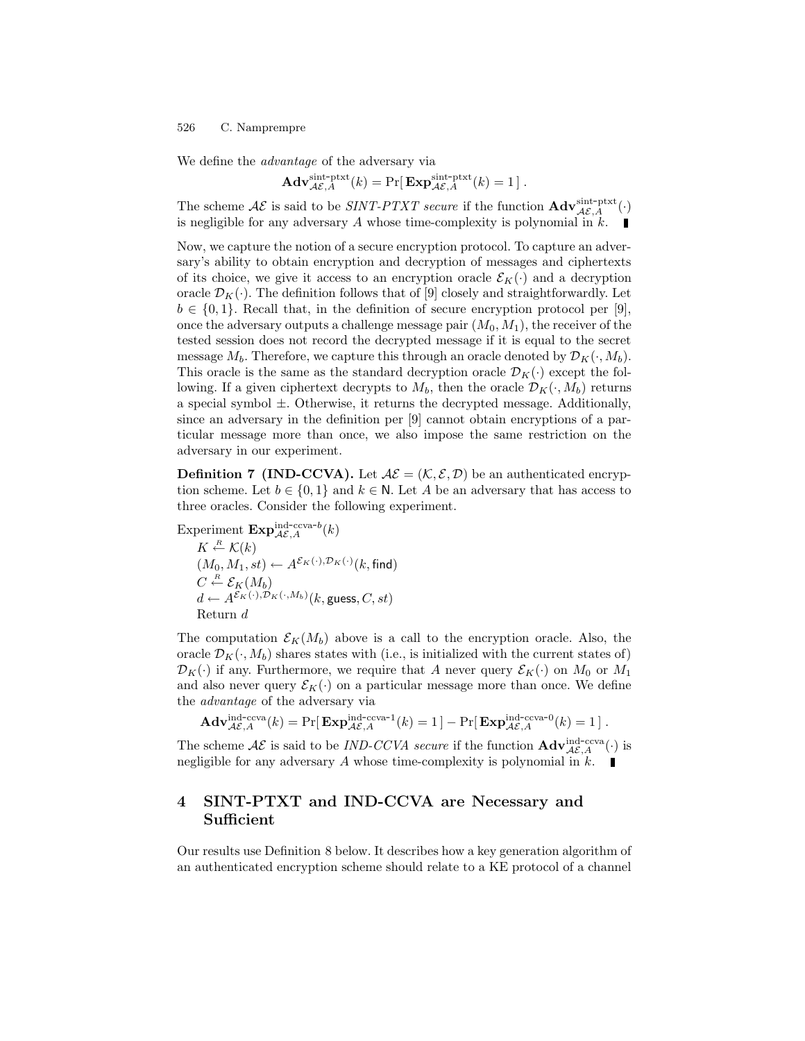We define the *advantage* of the adversary via

$$\mathbf{Adv}^{\text{sint-ptxt}}_{\mathcal{AE},A}(k) = \Pr[\,\mathbf{Exp}^{\text{sint-ptxt}}_{\mathcal{AE},A}(k) = 1\,]\,.$$

The scheme $\mathcal{AE}$ is said to be *SINT-PTXT secure* if the function $\mathbf{Adv}^{\text{sint-ptxt}}_{\mathcal{AE},A}(\cdot)$ is negligible for any adversary $A$ whose time-complexity is polynomial in $k$. ∎

Now, we capture the notion of a secure encryption protocol. To capture an adversary's ability to obtain encryption and decryption of messages and ciphertexts of its choice, we give it access to an encryption oracle $\mathcal{E}_K(\cdot)$ and a decryption oracle $\mathcal{D}_K(\cdot)$. The definition follows that of [9] closely and straightforwardly. Let $b \in \{0,1\}$. Recall that, in the definition of secure encryption protocol per [9], once the adversary outputs a challenge message pair $(M_0, M_1)$, the receiver of the tested session does not record the decrypted message if it is equal to the secret message $M_b$. Therefore, we capture this through an oracle denoted by $\mathcal{D}_K(\cdot, M_b)$. This oracle is the same as the standard decryption oracle $\mathcal{D}_K(\cdot)$ except the following. If a given ciphertext decrypts to $M_b$, then the oracle $\mathcal{D}_K(\cdot, M_b)$ returns a special symbol $\pm$. Otherwise, it returns the decrypted message. Additionally, since an adversary in the definition per [9] cannot obtain encryptions of a particular message more than once, we also impose the same restriction on the adversary in our experiment.

**Definition 7 (IND-CCVA).** Let $\mathcal{AE} = (\mathcal{K}, \mathcal{E}, \mathcal{D})$ be an authenticated encryption scheme. Let $b \in \{0,1\}$ and $k \in \mathsf{N}$. Let $A$ be an adversary that has access to three oracles. Consider the following experiment.

Experiment $\mathbf{Exp}^{\text{ind-ccva-}b}_{\mathcal{AE},A}(k)$
  $K \stackrel{R}{\leftarrow} \mathcal{K}(k)$
  $(M_0, M_1, st) \leftarrow A^{\mathcal{E}_K(\cdot), \mathcal{D}_K(\cdot)}(k, \mathsf{find})$
  $C \stackrel{R}{\leftarrow} \mathcal{E}_K(M_b)$
  $d \leftarrow A^{\mathcal{E}_K(\cdot), \mathcal{D}_K(\cdot, M_b)}(k, \mathsf{guess}, C, st)$
  Return $d$

The computation $\mathcal{E}_K(M_b)$ above is a call to the encryption oracle. Also, the oracle $\mathcal{D}_K(\cdot, M_b)$ shares states with (i.e., is initialized with the current states of) $\mathcal{D}_K(\cdot)$ if any. Furthermore, we require that $A$ never query $\mathcal{E}_K(\cdot)$ on $M_0$ or $M_1$ and also never query $\mathcal{E}_K(\cdot)$ on a particular message more than once. We define the *advantage* of the adversary via

$$\mathbf{Adv}^{\text{ind-ccva}}_{\mathcal{AE},A}(k) = \Pr[\,\mathbf{Exp}^{\text{ind-ccva-1}}_{\mathcal{AE},A}(k) = 1\,] - \Pr[\,\mathbf{Exp}^{\text{ind-ccva-0}}_{\mathcal{AE},A}(k) = 1\,]\,.$$

The scheme $\mathcal{AE}$ is said to be *IND-CCVA secure* if the function $\mathbf{Adv}^{\text{ind-ccva}}_{\mathcal{AE},A}(\cdot)$ is negligible for any adversary $A$ whose time-complexity is polynomial in $k$. ∎

## 4 SINT-PTXT and IND-CCVA are Necessary and Sufficient

Our results use Definition 8 below. It describes how a key generation algorithm of an authenticated encryption scheme should relate to a KE protocol of a channel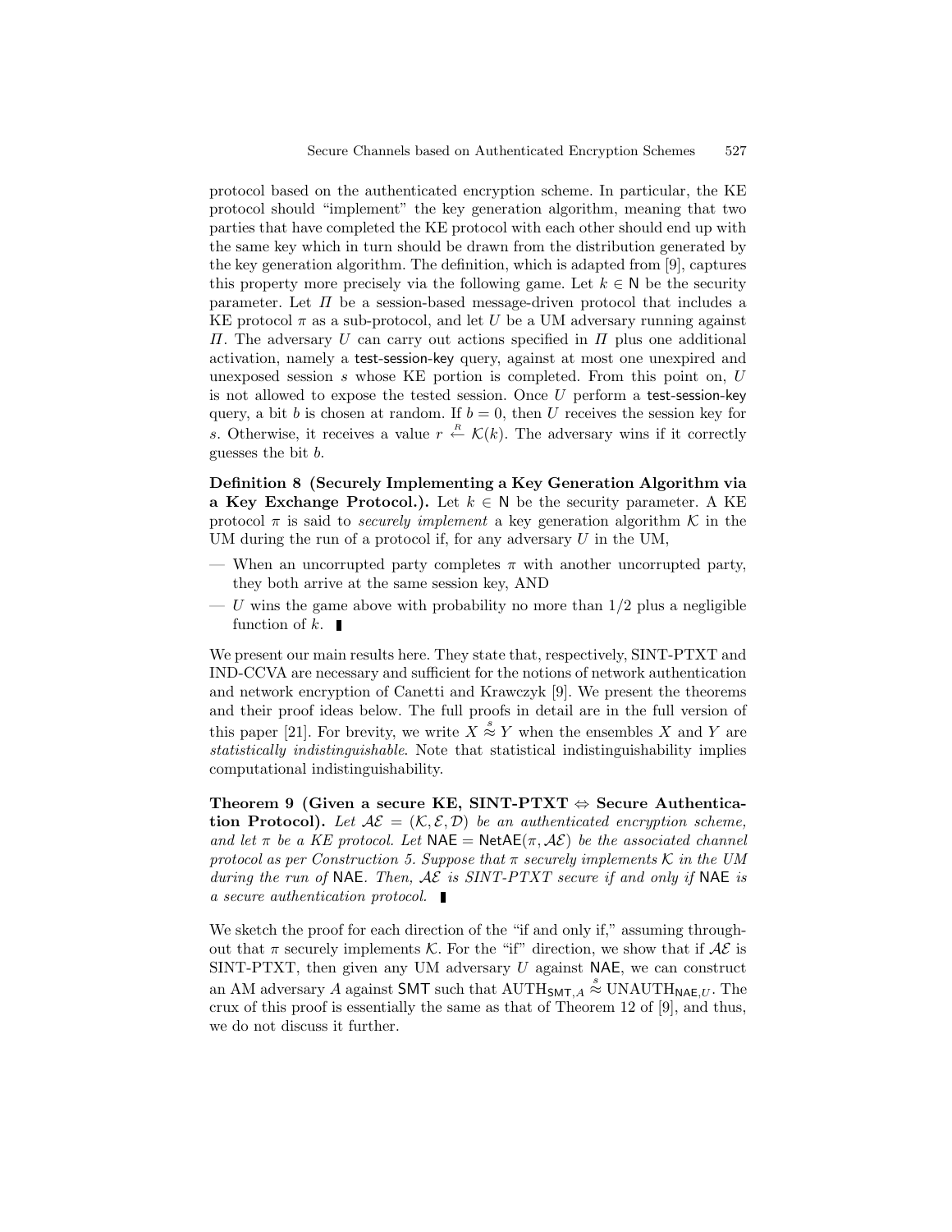protocol based on the authenticated encryption scheme. In particular, the KE protocol should "implement" the key generation algorithm, meaning that two parties that have completed the KE protocol with each other should end up with the same key which in turn should be drawn from the distribution generated by the key generation algorithm. The definition, which is adapted from [9], captures this property more precisely via the following game. Let $k \in \mathsf{N}$ be the security parameter. Let $\Pi$ be a session-based message-driven protocol that includes a KE protocol $\pi$ as a sub-protocol, and let $U$ be a UM adversary running against $\Pi$. The adversary $U$ can carry out actions specified in $\Pi$ plus one additional activation, namely a test-session-key query, against at most one unexpired and unexposed session $s$ whose KE portion is completed. From this point on, $U$ is not allowed to expose the tested session. Once $U$ perform a test-session-key query, a bit $b$ is chosen at random. If $b = 0$, then $U$ receives the session key for $s$. Otherwise, it receives a value $r \stackrel{R}{\leftarrow} \mathcal{K}(k)$. The adversary wins if it correctly guesses the bit $b$.

**Definition 8 (Securely Implementing a Key Generation Algorithm via a Key Exchange Protocol.).** Let $k \in \mathsf{N}$ be the security parameter. A KE protocol $\pi$ is said to *securely implement* a key generation algorithm $\mathcal{K}$ in the UM during the run of a protocol if, for any adversary $U$ in the UM,

- When an uncorrupted party completes $\pi$ with another uncorrupted party, they both arrive at the same session key, AND
- $U$ wins the game above with probability no more than $1/2$ plus a negligible function of $k$. ∎

We present our main results here. They state that, respectively, SINT-PTXT and IND-CCVA are necessary and sufficient for the notions of network authentication and network encryption of Canetti and Krawczyk [9]. We present the theorems and their proof ideas below. The full proofs in detail are in the full version of this paper [21]. For brevity, we write $X \stackrel{s}{\approx} Y$ when the ensembles $X$ and $Y$ are *statistically indistinguishable*. Note that statistical indistinguishability implies computational indistinguishability.

**Theorem 9 (Given a secure KE, SINT-PTXT $\Leftrightarrow$ Secure Authentication Protocol).** *Let $\mathcal{AE} = (\mathcal{K}, \mathcal{E}, \mathcal{D})$ be an authenticated encryption scheme, and let $\pi$ be a KE protocol. Let $\mathsf{NAE} = \mathsf{NetAE}(\pi, \mathcal{AE})$ be the associated channel protocol as per Construction 5. Suppose that $\pi$ securely implements $\mathcal{K}$ in the UM during the run of $\mathsf{NAE}$. Then, $\mathcal{AE}$ is SINT-PTXT secure if and only if $\mathsf{NAE}$ is a secure authentication protocol.* ∎

We sketch the proof for each direction of the "if and only if," assuming throughout that $\pi$ securely implements $\mathcal{K}$. For the "if" direction, we show that if $\mathcal{AE}$ is SINT-PTXT, then given any UM adversary $U$ against $\mathsf{NAE}$, we can construct an AM adversary $A$ against $\mathsf{SMT}$ such that $\mathrm{AUTH}_{\mathsf{SMT},A} \stackrel{s}{\approx} \mathrm{UNAUTH}_{\mathsf{NAE},U}$. The crux of this proof is essentially the same as that of Theorem 12 of [9], and thus, we do not discuss it further.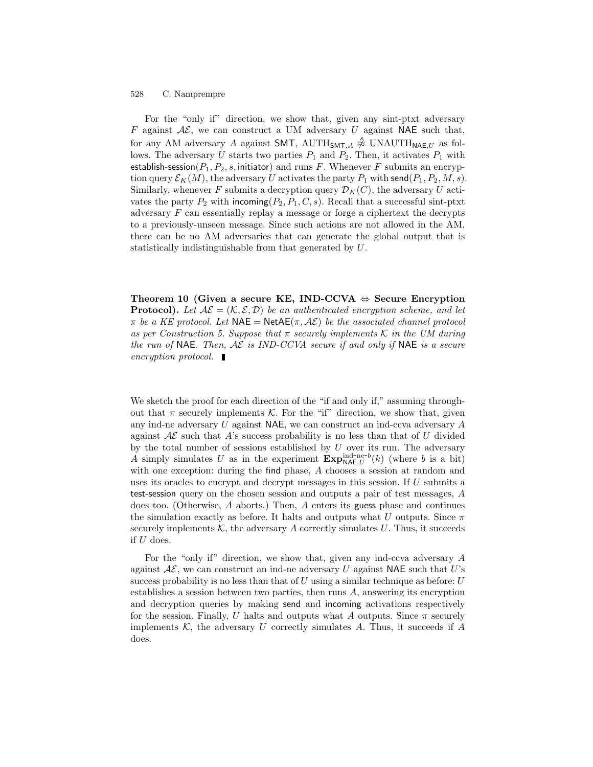For the "only if" direction, we show that, given any sint-ptxt adversary $F$ against $\mathcal{AE}$, we can construct a UM adversary $U$ against $\mathsf{NAE}$ such that, for any AM adversary $A$ against $\mathsf{SMT}$, $\mathrm{AUTH}_{\mathsf{SMT},A} \not\approx^{s} \mathrm{UNAUTH}_{\mathsf{NAE},U}$ as follows. The adversary $U$ starts two parties $P_1$ and $P_2$. Then, it activates $P_1$ with $\mathsf{establish\text{-}session}(P_1, P_2, s, \mathsf{initiator})$ and runs $F$. Whenever $F$ submits an encryption query $\mathcal{E}_K(M)$, the adversary $U$ activates the party $P_1$ with $\mathsf{send}(P_1, P_2, M, s)$. Similarly, whenever $F$ submits a decryption query $\mathcal{D}_K(C)$, the adversary $U$ activates the party $P_2$ with $\mathsf{incoming}(P_2, P_1, C, s)$. Recall that a successful sint-ptxt adversary $F$ can essentially replay a message or forge a ciphertext the decrypts to a previously-unseen message. Since such actions are not allowed in the AM, there can be no AM adversaries that can generate the global output that is statistically indistinguishable from that generated by $U$.

**Theorem 10 (Given a secure KE, IND-CCVA $\Leftrightarrow$ Secure Encryption Protocol).** *Let $\mathcal{AE} = (\mathcal{K}, \mathcal{E}, \mathcal{D})$ be an authenticated encryption scheme, and let $\pi$ be a KE protocol. Let $\mathsf{NAE} = \mathsf{NetAE}(\pi, \mathcal{AE})$ be the associated channel protocol as per Construction 5. Suppose that $\pi$ securely implements $\mathcal{K}$ in the UM during the run of $\mathsf{NAE}$. Then, $\mathcal{AE}$ is IND-CCVA secure if and only if $\mathsf{NAE}$ is a secure encryption protocol.* ∎

We sketch the proof for each direction of the "if and only if," assuming throughout that $\pi$ securely implements $\mathcal{K}$. For the "if" direction, we show that, given any ind-ne adversary $U$ against $\mathsf{NAE}$, we can construct an ind-ccva adversary $A$ against $\mathcal{AE}$ such that $A$'s success probability is no less than that of $U$ divided by the total number of sessions established by $U$ over its run. The adversary $A$ simply simulates $U$ as in the experiment $\mathbf{Exp}^{\text{ind-ne-}b}_{\mathsf{NAE},U}(k)$ (where $b$ is a bit) with one exception: during the $\mathsf{find}$ phase, $A$ chooses a session at random and uses its oracles to encrypt and decrypt messages in this session. If $U$ submits a $\mathsf{test\text{-}session}$ query on the chosen session and outputs a pair of test messages, $A$ does too. (Otherwise, $A$ aborts.) Then, $A$ enters its $\mathsf{guess}$ phase and continues the simulation exactly as before. It halts and outputs what $U$ outputs. Since $\pi$ securely implements $\mathcal{K}$, the adversary $A$ correctly simulates $U$. Thus, it succeeds if $U$ does.

For the "only if" direction, we show that, given any ind-ccva adversary $A$ against $\mathcal{AE}$, we can construct an ind-ne adversary $U$ against $\mathsf{NAE}$ such that $U$'s success probability is no less than that of $U$ using a similar technique as before: $U$ establishes a session between two parties, then runs $A$, answering its encryption and decryption queries by making $\mathsf{send}$ and $\mathsf{incoming}$ activations respectively for the session. Finally, $U$ halts and outputs what $A$ outputs. Since $\pi$ securely implements $\mathcal{K}$, the adversary $U$ correctly simulates $A$. Thus, it succeeds if $A$ does.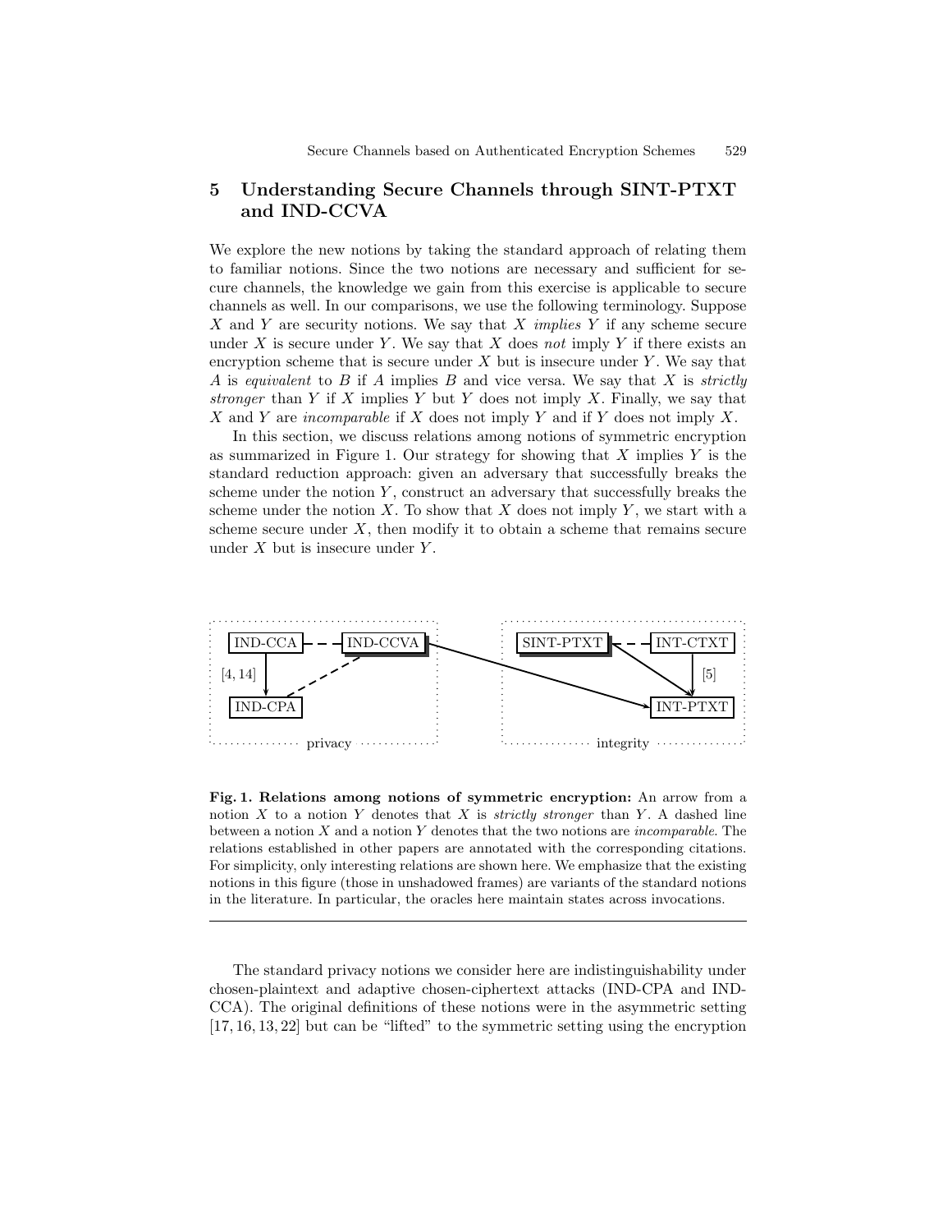## 5 Understanding Secure Channels through SINT-PTXT and IND-CCVA

We explore the new notions by taking the standard approach of relating them to familiar notions. Since the two notions are necessary and sufficient for secure channels, the knowledge we gain from this exercise is applicable to secure channels as well. In our comparisons, we use the following terminology. Suppose $X$ and $Y$ are security notions. We say that $X$ *implies* $Y$ if any scheme secure under $X$ is secure under $Y$. We say that $X$ does *not* imply $Y$ if there exists an encryption scheme that is secure under $X$ but is insecure under $Y$. We say that $A$ is *equivalent* to $B$ if $A$ implies $B$ and vice versa. We say that $X$ is *strictly stronger* than $Y$ if $X$ implies $Y$ but $Y$ does not imply $X$. Finally, we say that $X$ and $Y$ are *incomparable* if $X$ does not imply $Y$ and if $Y$ does not imply $X$.

In this section, we discuss relations among notions of symmetric encryption as summarized in Figure 1. Our strategy for showing that $X$ implies $Y$ is the standard reduction approach: given an adversary that successfully breaks the scheme under the notion $Y$, construct an adversary that successfully breaks the scheme under the notion $X$. To show that $X$ does not imply $Y$, we start with a scheme secure under $X$, then modify it to obtain a scheme that remains secure under $X$ but is insecure under $Y$.

IND-CCA
IND-CCVA
[4, 14]
IND-CPA
privacy
SINT-PTXT
INT-CTXT
[5]
INT-PTXT
integrity

**Fig. 1. Relations among notions of symmetric encryption:** An arrow from a notion $X$ to a notion $Y$ denotes that $X$ is *strictly stronger* than $Y$. A dashed line between a notion $X$ and a notion $Y$ denotes that the two notions are *incomparable*. The relations established in other papers are annotated with the corresponding citations. For simplicity, only interesting relations are shown here. We emphasize that the existing notions in this figure (those in unshadowed frames) are variants of the standard notions in the literature. In particular, the oracles here maintain states across invocations.

---

The standard privacy notions we consider here are indistinguishability under chosen-plaintext and adaptive chosen-ciphertext attacks (IND-CPA and IND-CCA). The original definitions of these notions were in the asymmetric setting [17, 16, 13, 22] but can be "lifted" to the symmetric setting using the encryption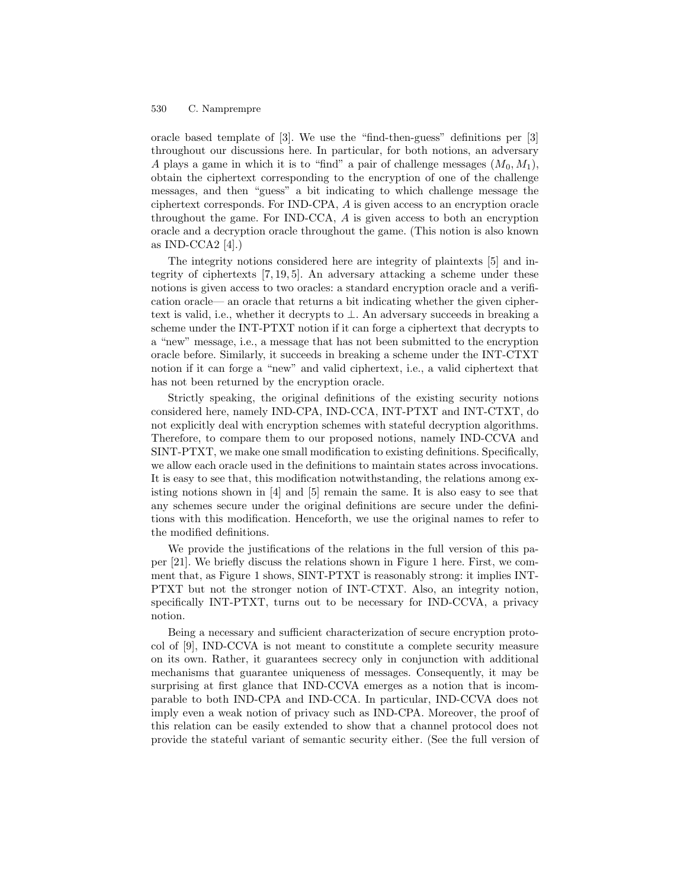oracle based template of [3]. We use the "find-then-guess" definitions per [3] throughout our discussions here. In particular, for both notions, an adversary $A$ plays a game in which it is to "find" a pair of challenge messages $(M_0, M_1)$, obtain the ciphertext corresponding to the encryption of one of the challenge messages, and then "guess" a bit indicating to which challenge message the ciphertext corresponds. For IND-CPA, $A$ is given access to an encryption oracle throughout the game. For IND-CCA, $A$ is given access to both an encryption oracle and a decryption oracle throughout the game. (This notion is also known as IND-CCA2 [4].)

The integrity notions considered here are integrity of plaintexts [5] and integrity of ciphertexts [7, 19, 5]. An adversary attacking a scheme under these notions is given access to two oracles: a standard encryption oracle and a verification oracle— an oracle that returns a bit indicating whether the given ciphertext is valid, i.e., whether it decrypts to $\perp$. An adversary succeeds in breaking a scheme under the INT-PTXT notion if it can forge a ciphertext that decrypts to a "new" message, i.e., a message that has not been submitted to the encryption oracle before. Similarly, it succeeds in breaking a scheme under the INT-CTXT notion if it can forge a "new" and valid ciphertext, i.e., a valid ciphertext that has not been returned by the encryption oracle.

Strictly speaking, the original definitions of the existing security notions considered here, namely IND-CPA, IND-CCA, INT-PTXT and INT-CTXT, do not explicitly deal with encryption schemes with stateful decryption algorithms. Therefore, to compare them to our proposed notions, namely IND-CCVA and SINT-PTXT, we make one small modification to existing definitions. Specifically, we allow each oracle used in the definitions to maintain states across invocations. It is easy to see that, this modification notwithstanding, the relations among existing notions shown in [4] and [5] remain the same. It is also easy to see that any schemes secure under the original definitions are secure under the definitions with this modification. Henceforth, we use the original names to refer to the modified definitions.

We provide the justifications of the relations in the full version of this paper [21]. We briefly discuss the relations shown in Figure 1 here. First, we comment that, as Figure 1 shows, SINT-PTXT is reasonably strong: it implies INT-PTXT but not the stronger notion of INT-CTXT. Also, an integrity notion, specifically INT-PTXT, turns out to be necessary for IND-CCVA, a privacy notion.

Being a necessary and sufficient characterization of secure encryption protocol of [9], IND-CCVA is not meant to constitute a complete security measure on its own. Rather, it guarantees secrecy only in conjunction with additional mechanisms that guarantee uniqueness of messages. Consequently, it may be surprising at first glance that IND-CCVA emerges as a notion that is incomparable to both IND-CPA and IND-CCA. In particular, IND-CCVA does not imply even a weak notion of privacy such as IND-CPA. Moreover, the proof of this relation can be easily extended to show that a channel protocol does not provide the stateful variant of semantic security either. (See the full version of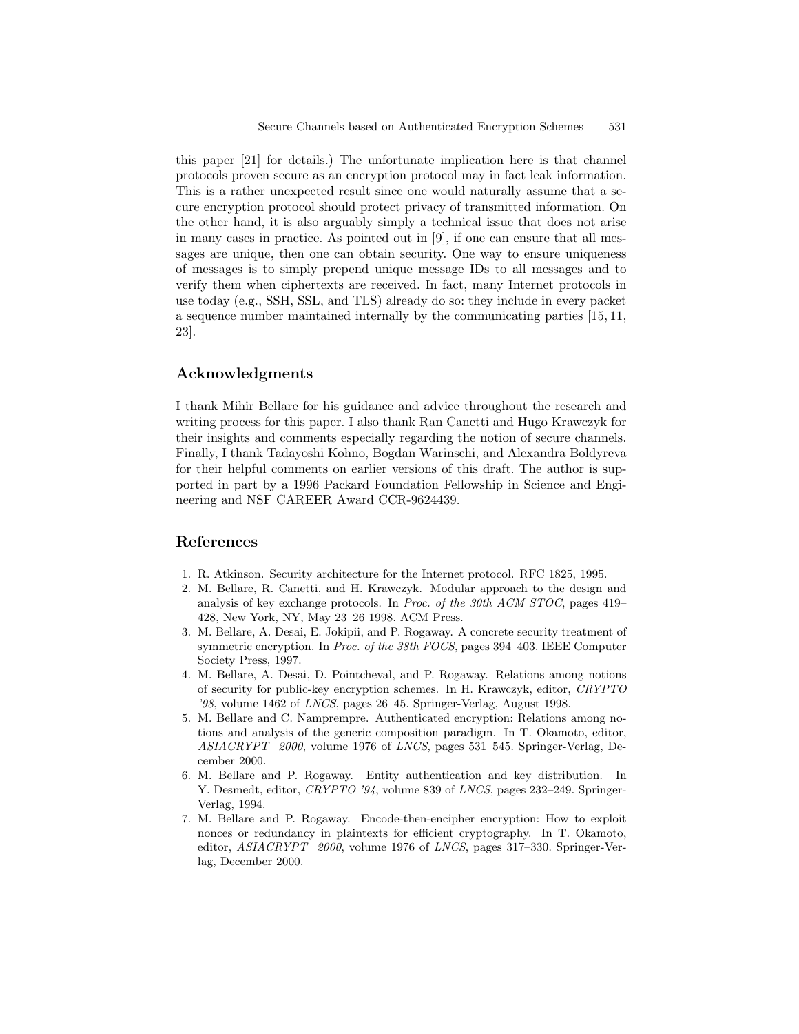this paper [21] for details.) The unfortunate implication here is that channel protocols proven secure as an encryption protocol may in fact leak information. This is a rather unexpected result since one would naturally assume that a secure encryption protocol should protect privacy of transmitted information. On the other hand, it is also arguably simply a technical issue that does not arise in many cases in practice. As pointed out in [9], if one can ensure that all messages are unique, then one can obtain security. One way to ensure uniqueness of messages is to simply prepend unique message IDs to all messages and to verify them when ciphertexts are received. In fact, many Internet protocols in use today (e.g., SSH, SSL, and TLS) already do so: they include in every packet a sequence number maintained internally by the communicating parties [15, 11, 23].

## Acknowledgments

I thank Mihir Bellare for his guidance and advice throughout the research and writing process for this paper. I also thank Ran Canetti and Hugo Krawczyk for their insights and comments especially regarding the notion of secure channels. Finally, I thank Tadayoshi Kohno, Bogdan Warinschi, and Alexandra Boldyreva for their helpful comments on earlier versions of this draft. The author is supported in part by a 1996 Packard Foundation Fellowship in Science and Engineering and NSF CAREER Award CCR-9624439.

## References

1. R. Atkinson. Security architecture for the Internet protocol. RFC 1825, 1995.
2. M. Bellare, R. Canetti, and H. Krawczyk. Modular approach to the design and analysis of key exchange protocols. In *Proc. of the 30th ACM STOC*, pages 419–428, New York, NY, May 23–26 1998. ACM Press.
3. M. Bellare, A. Desai, E. Jokipii, and P. Rogaway. A concrete security treatment of symmetric encryption. In *Proc. of the 38th FOCS*, pages 394–403. IEEE Computer Society Press, 1997.
4. M. Bellare, A. Desai, D. Pointcheval, and P. Rogaway. Relations among notions of security for public-key encryption schemes. In H. Krawczyk, editor, *CRYPTO '98*, volume 1462 of *LNCS*, pages 26–45. Springer-Verlag, August 1998.
5. M. Bellare and C. Namprempre. Authenticated encryption: Relations among notions and analysis of the generic composition paradigm. In T. Okamoto, editor, *ASIACRYPT 2000*, volume 1976 of *LNCS*, pages 531–545. Springer-Verlag, December 2000.
6. M. Bellare and P. Rogaway. Entity authentication and key distribution. In Y. Desmedt, editor, *CRYPTO '94*, volume 839 of *LNCS*, pages 232–249. Springer-Verlag, 1994.
7. M. Bellare and P. Rogaway. Encode-then-encipher encryption: How to exploit nonces or redundancy in plaintexts for efficient cryptography. In T. Okamoto, editor, *ASIACRYPT 2000*, volume 1976 of *LNCS*, pages 317–330. Springer-Verlag, December 2000.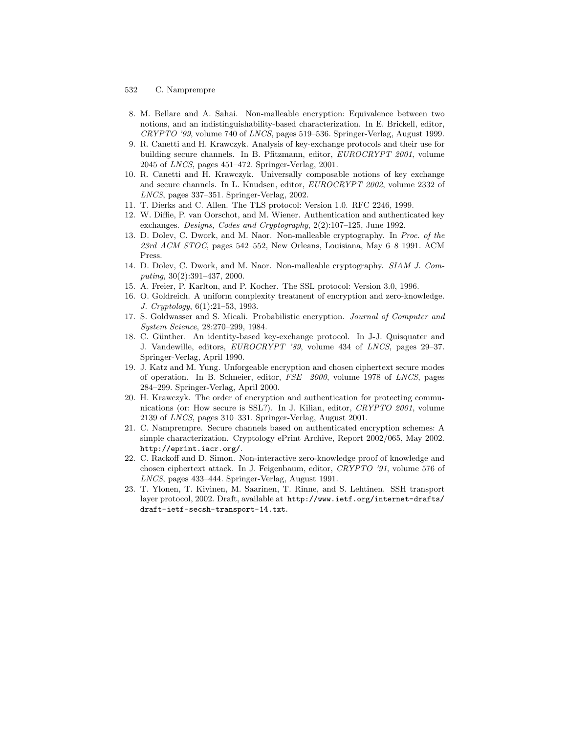8. M. Bellare and A. Sahai. Non-malleable encryption: Equivalence between two notions, and an indistinguishability-based characterization. In E. Brickell, editor, *CRYPTO '99*, volume 740 of *LNCS*, pages 519–536. Springer-Verlag, August 1999.
9. R. Canetti and H. Krawczyk. Analysis of key-exchange protocols and their use for building secure channels. In B. Pfitzmann, editor, *EUROCRYPT 2001*, volume 2045 of *LNCS*, pages 451–472. Springer-Verlag, 2001.
10. R. Canetti and H. Krawczyk. Universally composable notions of key exchange and secure channels. In L. Knudsen, editor, *EUROCRYPT 2002*, volume 2332 of *LNCS*, pages 337–351. Springer-Verlag, 2002.
11. T. Dierks and C. Allen. The TLS protocol: Version 1.0. RFC 2246, 1999.
12. W. Diffie, P. van Oorschot, and M. Wiener. Authentication and authenticated key exchanges. *Designs, Codes and Cryptography*, 2(2):107–125, June 1992.
13. D. Dolev, C. Dwork, and M. Naor. Non-malleable cryptography. In *Proc. of the 23rd ACM STOC*, pages 542–552, New Orleans, Louisiana, May 6–8 1991. ACM Press.
14. D. Dolev, C. Dwork, and M. Naor. Non-malleable cryptography. *SIAM J. Computing*, 30(2):391–437, 2000.
15. A. Freier, P. Karlton, and P. Kocher. The SSL protocol: Version 3.0, 1996.
16. O. Goldreich. A uniform complexity treatment of encryption and zero-knowledge. *J. Cryptology*, 6(1):21–53, 1993.
17. S. Goldwasser and S. Micali. Probabilistic encryption. *Journal of Computer and System Science*, 28:270–299, 1984.
18. C. Günther. An identity-based key-exchange protocol. In J-J. Quisquater and J. Vandewille, editors, *EUROCRYPT '89*, volume 434 of *LNCS*, pages 29–37. Springer-Verlag, April 1990.
19. J. Katz and M. Yung. Unforgeable encryption and chosen ciphertext secure modes of operation. In B. Schneier, editor, *FSE 2000*, volume 1978 of *LNCS*, pages 284–299. Springer-Verlag, April 2000.
20. H. Krawczyk. The order of encryption and authentication for protecting communications (or: How secure is SSL?). In J. Kilian, editor, *CRYPTO 2001*, volume 2139 of *LNCS*, pages 310–331. Springer-Verlag, August 2001.
21. C. Namprempre. Secure channels based on authenticated encryption schemes: A simple characterization. Cryptology ePrint Archive, Report 2002/065, May 2002. `http://eprint.iacr.org/`.
22. C. Rackoff and D. Simon. Non-interactive zero-knowledge proof of knowledge and chosen ciphertext attack. In J. Feigenbaum, editor, *CRYPTO '91*, volume 576 of *LNCS*, pages 433–444. Springer-Verlag, August 1991.
23. T. Ylonen, T. Kivinen, M. Saarinen, T. Rinne, and S. Lehtinen. SSH transport layer protocol, 2002. Draft, available at `http://www.ietf.org/internet-drafts/draft-ietf-secsh-transport-14.txt`.